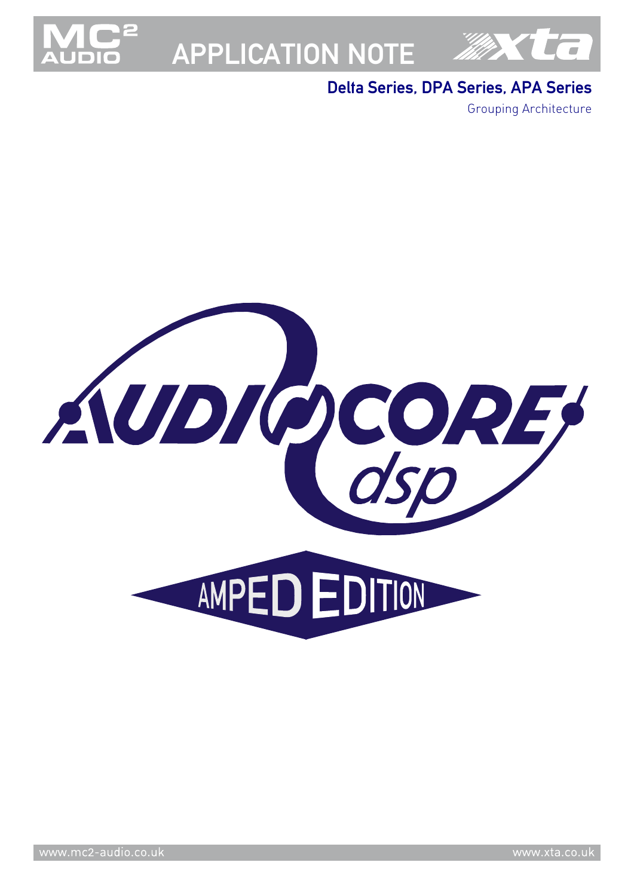# APPLICATION NOTE

## Delta Series, DPA Series, APA Series

Grouping Architecture

AUDIOCORE dsp

AMPED EDITION

www.mc2-audio.co.uk

www.xta.co.uk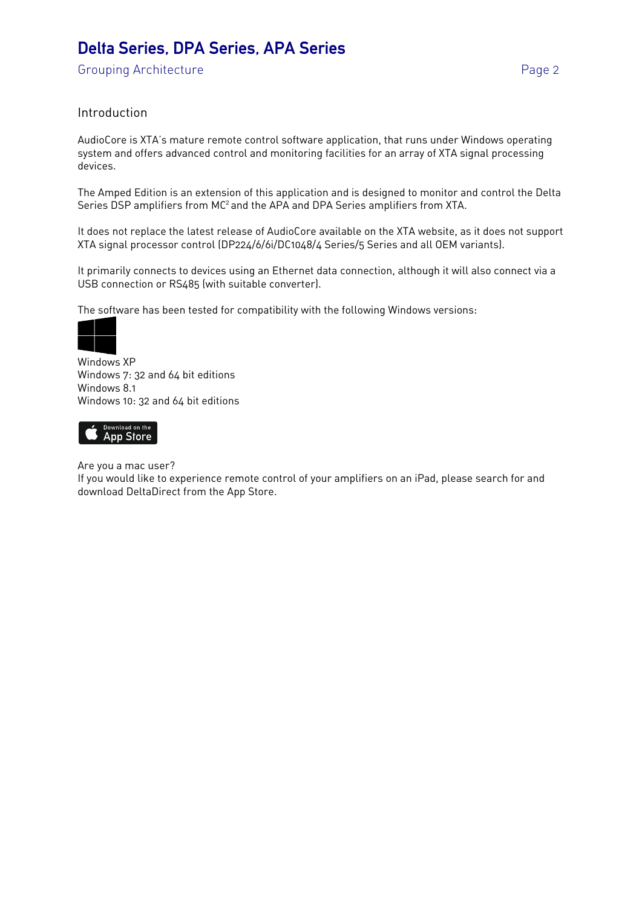## Introduction

AudioCore is XTA's mature remote control software application, that runs under Windows operating system and offers advanced control and monitoring facilities for an array of XTA signal processing devices.

The Amped Edition is an extension of this application and is designed to monitor and control the Delta Series DSP amplifiers from $MC^2$ and the APA and DPA Series amplifiers from XTA.

It does not replace the latest release of AudioCore available on the XTA website, as it does not support XTA signal processor control (DP224/6/6i/DC1048/4 Series/5 Series and all OEM variants).

It primarily connects to devices using an Ethernet data connection, although it will also connect via a USB connection or RS485 (with suitable converter).

The software has been tested for compatibility with the following Windows versions:

Windows XP
Windows 7: 32 and 64 bit editions
Windows 8.1
Windows 10: 32 and 64 bit editions

Download on the App Store

Are you a mac user?
If you would like to experience remote control of your amplifiers on an iPad, please search for and download DeltaDirect from the App Store.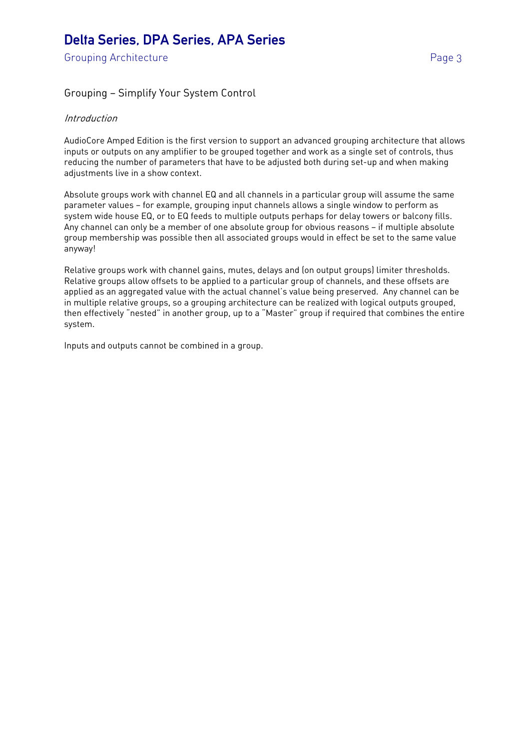## Grouping – Simplify Your System Control

### *Introduction*

AudioCore Amped Edition is the first version to support an advanced grouping architecture that allows inputs or outputs on any amplifier to be grouped together and work as a single set of controls, thus reducing the number of parameters that have to be adjusted both during set-up and when making adjustments live in a show context.

Absolute groups work with channel EQ and all channels in a particular group will assume the same parameter values – for example, grouping input channels allows a single window to perform as system wide house EQ, or to EQ feeds to multiple outputs perhaps for delay towers or balcony fills. Any channel can only be a member of one absolute group for obvious reasons – if multiple absolute group membership was possible then all associated groups would in effect be set to the same value anyway!

Relative groups work with channel gains, mutes, delays and (on output groups) limiter thresholds. Relative groups allow offsets to be applied to a particular group of channels, and these offsets are applied as an aggregated value with the actual channel's value being preserved. Any channel can be in multiple relative groups, so a grouping architecture can be realized with logical outputs grouped, then effectively "nested" in another group, up to a "Master" group if required that combines the entire system.

Inputs and outputs cannot be combined in a group.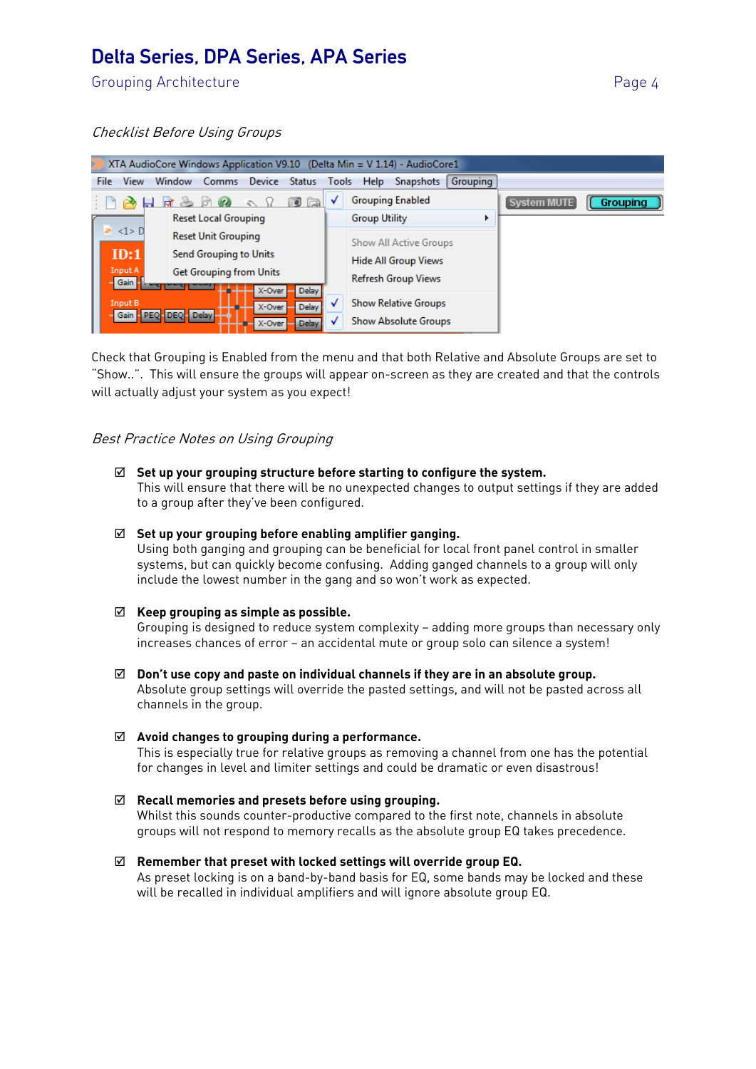## Checklist Before Using Groups

Check that Grouping is Enabled from the menu and that both Relative and Absolute Groups are set to "Show..". This will ensure the groups will appear on-screen as they are created and that the controls will actually adjust your system as you expect!

## Best Practice Notes on Using Grouping

☑ **Set up your grouping structure before starting to configure the system.**
This will ensure that there will be no unexpected changes to output settings if they are added to a group after they've been configured.

☑ **Set up your grouping before enabling amplifier ganging.**
Using both ganging and grouping can be beneficial for local front panel control in smaller systems, but can quickly become confusing. Adding ganged channels to a group will only include the lowest number in the gang and so won't work as expected.

☑ **Keep grouping as simple as possible.**
Grouping is designed to reduce system complexity – adding more groups than necessary only increases chances of error – an accidental mute or group solo can silence a system!

☑ **Don't use copy and paste on individual channels if they are in an absolute group.**
Absolute group settings will override the pasted settings, and will not be pasted across all channels in the group.

☑ **Avoid changes to grouping during a performance.**
This is especially true for relative groups as removing a channel from one has the potential for changes in level and limiter settings and could be dramatic or even disastrous!

☑ **Recall memories and presets before using grouping.**
Whilst this sounds counter-productive compared to the first note, channels in absolute groups will not respond to memory recalls as the absolute group EQ takes precedence.

☑ **Remember that preset with locked settings will override group EQ.**
As preset locking is on a band-by-band basis for EQ, some bands may be locked and these will be recalled in individual amplifiers and will ignore absolute group EQ.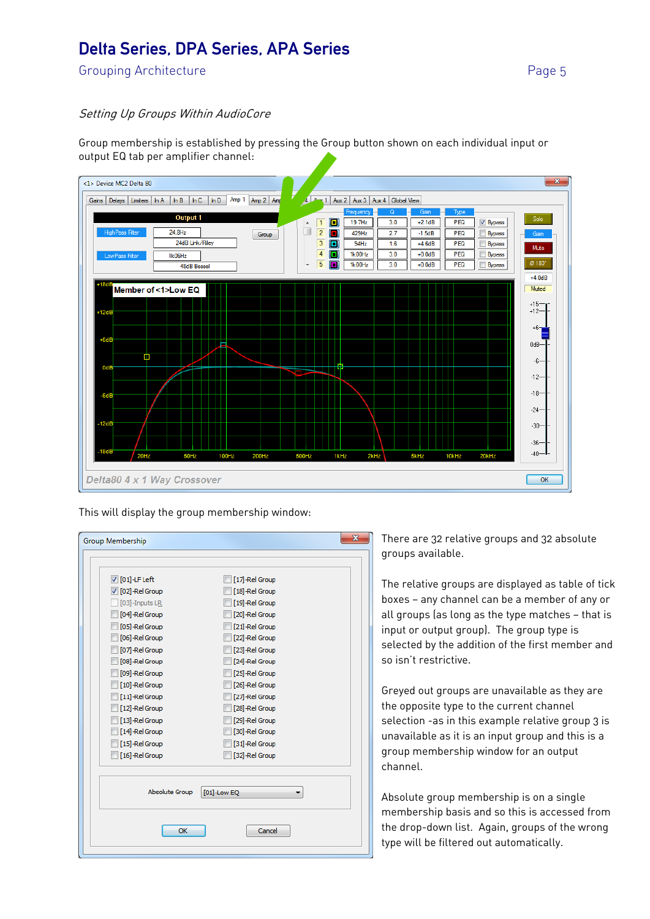*Setting Up Groups Within AudioCore*

Group membership is established by pressing the Group button shown on each individual input or output EQ tab per amplifier channel:

This will display the group membership window:

There are 32 relative groups and 32 absolute groups available.

The relative groups are displayed as table of tick boxes – any channel can be a member of any or all groups (as long as the type matches – that is input or output group). The group type is selected by the addition of the first member and so isn't restrictive.

Greyed out groups are unavailable as they are the opposite type to the current channel selection -as in this example relative group 3 is unavailable as it is an input group and this is a group membership window for an output channel.

Absolute group membership is on a single membership basis and so this is accessed from the drop-down list. Again, groups of the wrong type will be filtered out automatically.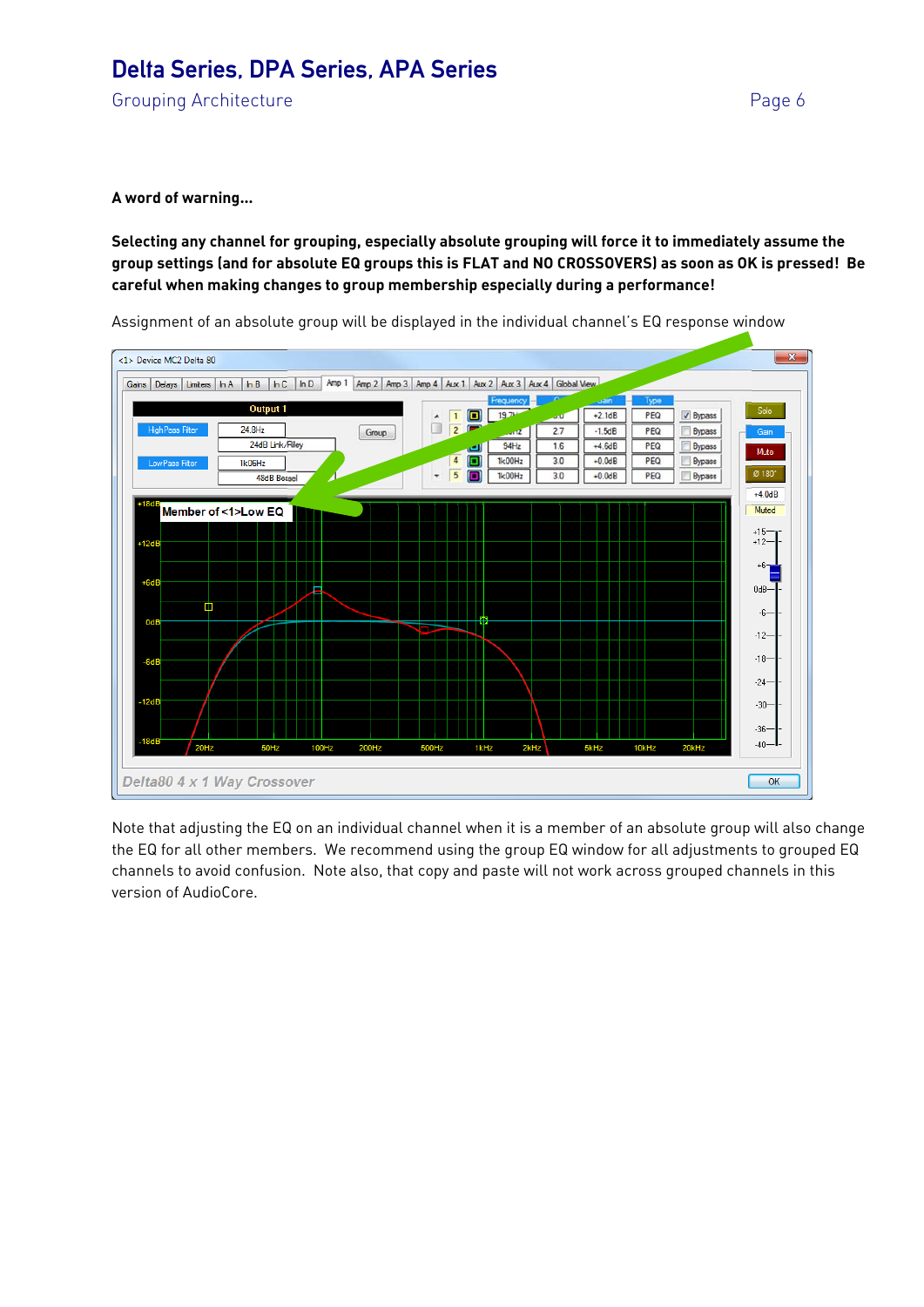**A word of warning...**

**Selecting any channel for grouping, especially absolute grouping will force it to immediately assume the group settings (and for absolute EQ groups this is FLAT and NO CROSSOVERS) as soon as OK is pressed! Be careful when making changes to group membership especially during a performance!**

Assignment of an absolute group will be displayed in the individual channel's EQ response window

Note that adjusting the EQ on an individual channel when it is a member of an absolute group will also change the EQ for all other members. We recommend using the group EQ window for all adjustments to grouped EQ channels to avoid confusion. Note also, that copy and paste will not work across grouped channels in this version of AudioCore.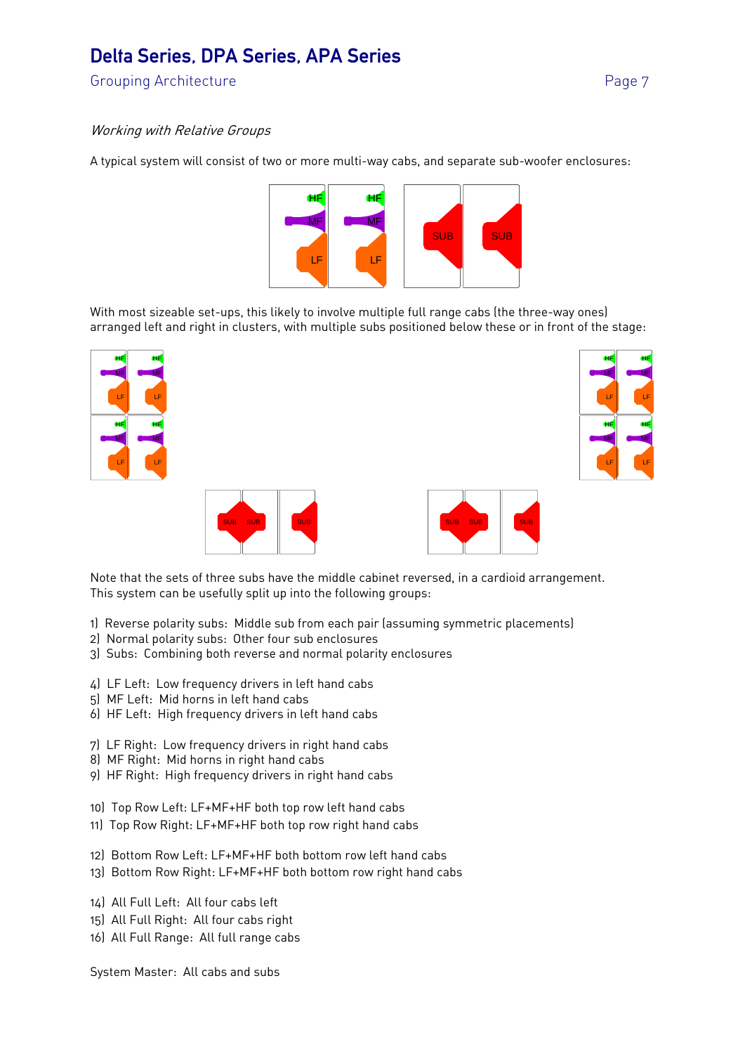*Working with Relative Groups*

A typical system will consist of two or more multi-way cabs, and separate sub-woofer enclosures:

With most sizeable set-ups, this likely to involve multiple full range cabs (the three-way ones) arranged left and right in clusters, with multiple subs positioned below these or in front of the stage:

Note that the sets of three subs have the middle cabinet reversed, in a cardioid arrangement. This system can be usefully split up into the following groups:

1) Reverse polarity subs: Middle sub from each pair (assuming symmetric placements)
2) Normal polarity subs: Other four sub enclosures
3) Subs: Combining both reverse and normal polarity enclosures

4) LF Left: Low frequency drivers in left hand cabs
5) MF Left: Mid horns in left hand cabs
6) HF Left: High frequency drivers in left hand cabs

7) LF Right: Low frequency drivers in right hand cabs
8) MF Right: Mid horns in right hand cabs
9) HF Right: High frequency drivers in right hand cabs

10) Top Row Left: LF+MF+HF both top row left hand cabs
11) Top Row Right: LF+MF+HF both top row right hand cabs

12) Bottom Row Left: LF+MF+HF both bottom row left hand cabs
13) Bottom Row Right: LF+MF+HF both bottom row right hand cabs

14) All Full Left: All four cabs left
15) All Full Right: All four cabs right
16) All Full Range: All full range cabs

System Master: All cabs and subs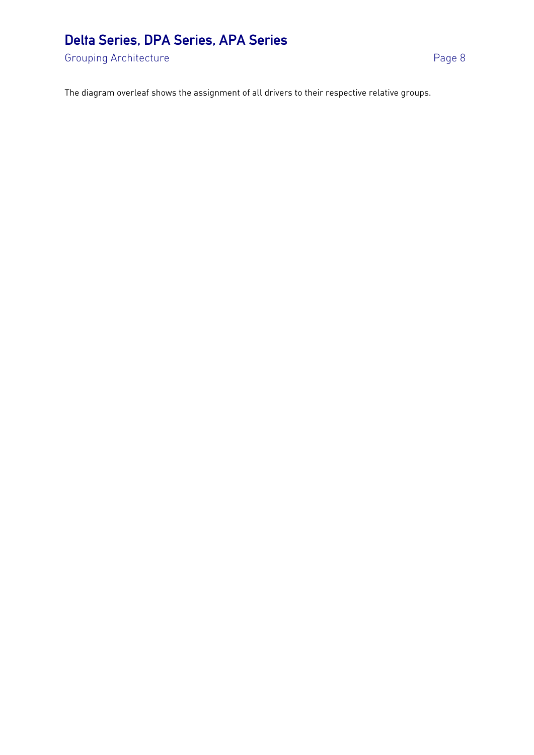The diagram overleaf shows the assignment of all drivers to their respective relative groups.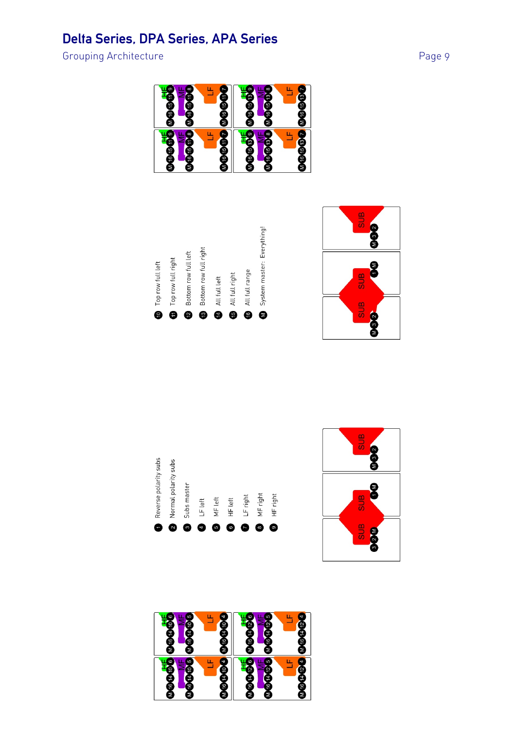# Delta Series, DPA Series, APA Series

Grouping Architecture

10 Top row full left
11 Top row full right
12 Bottom row full left
13 Bottom row full right
14 All full left
15 All full right
16 All full range
M System master: Everything!

1 Reverse polarity subs
2 Normal polarity subs
3 Subs master
4 LF left
5 MF left
6 HF left
7 LF right
8 MF right
9 HF right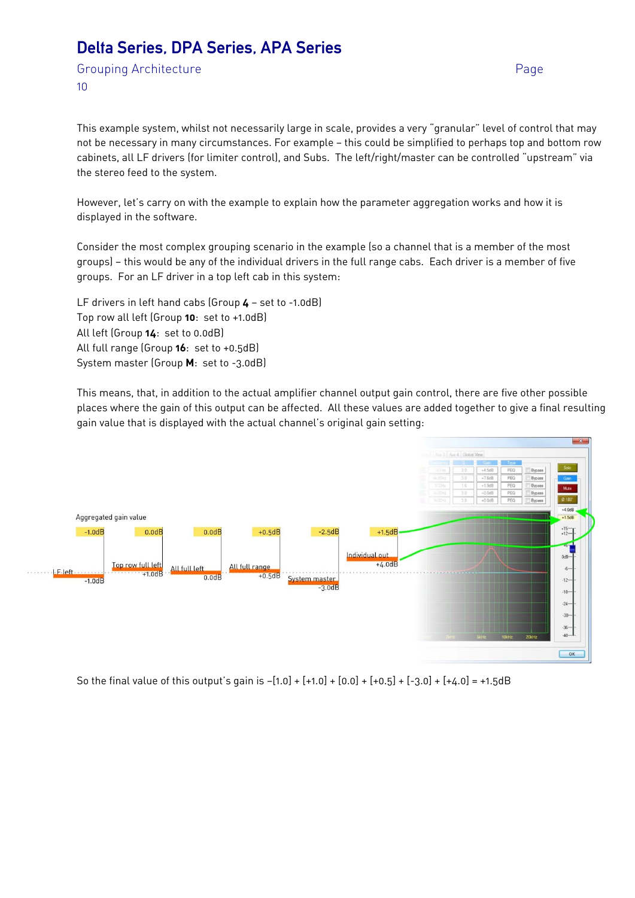This example system, whilst not necessarily large in scale, provides a very "granular" level of control that may not be necessary in many circumstances. For example – this could be simplified to perhaps top and bottom row cabinets, all LF drivers (for limiter control), and Subs. The left/right/master can be controlled "upstream" via the stereo feed to the system.

However, let's carry on with the example to explain how the parameter aggregation works and how it is displayed in the software.

Consider the most complex grouping scenario in the example (so a channel that is a member of the most groups) – this would be any of the individual drivers in the full range cabs. Each driver is a member of five groups. For an LF driver in a top left cab in this system:

LF drivers in left hand cabs (Group **4** – set to -1.0dB)
Top row all left (Group **10**: set to +1.0dB)
All left (Group **14**: set to 0.0dB)
All full range (Group **16**: set to +0.5dB)
System master (Group **M**: set to -3.0dB)

This means, that, in addition to the actual amplifier channel output gain control, there are five other possible places where the gain of this output can be affected. All these values are added together to give a final resulting gain value that is displayed with the actual channel's original gain setting:

So the final value of this output's gain is –[1.0] + [+1.0] + [0.0] + [+0.5] + [-3.0] + [+4.0] = +1.5dB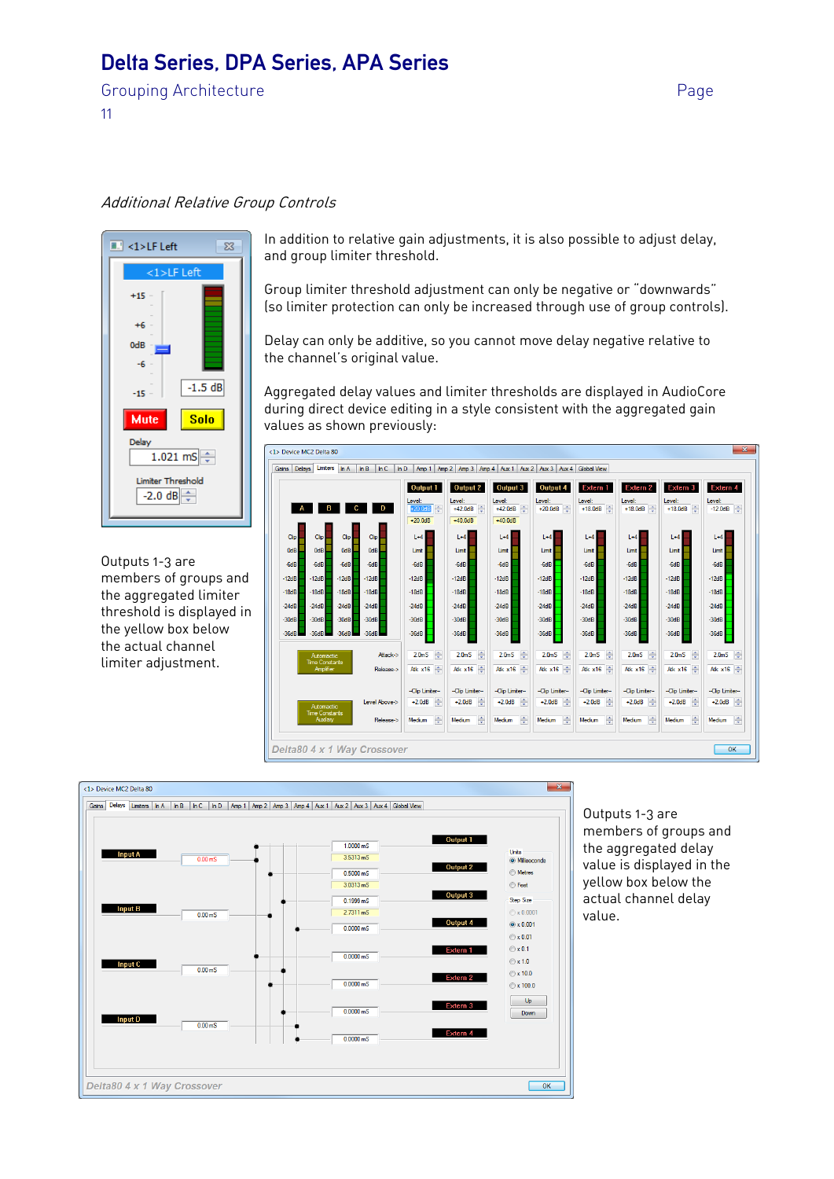### *Additional Relative Group Controls*

In addition to relative gain adjustments, it is also possible to adjust delay, and group limiter threshold.

Group limiter threshold adjustment can only be negative or "downwards" (so limiter protection can only be increased through use of group controls).

Delay can only be additive, so you cannot move delay negative relative to the channel's original value.

Aggregated delay values and limiter thresholds are displayed in AudioCore during direct device editing in a style consistent with the aggregated gain values as shown previously:

Outputs 1-3 are members of groups and the aggregated limiter threshold is displayed in the yellow box below the actual channel limiter adjustment.

Outputs 1-3 are members of groups and the aggregated delay value is displayed in the yellow box below the actual channel delay value.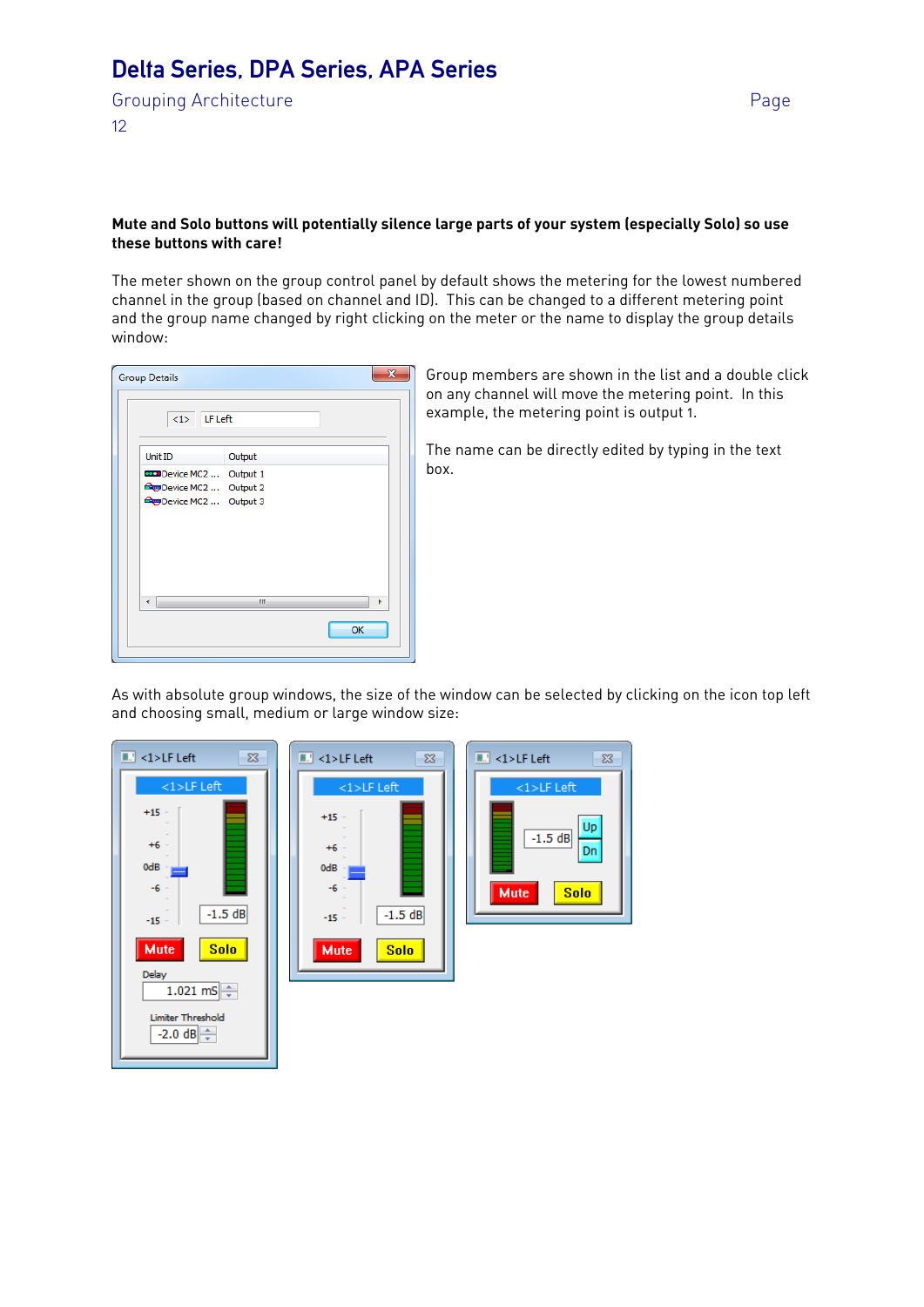**Mute and Solo buttons will potentially silence large parts of your system (especially Solo) so use these buttons with care!**

The meter shown on the group control panel by default shows the metering for the lowest numbered channel in the group (based on channel and ID). This can be changed to a different metering point and the group name changed by right clicking on the meter or the name to display the group details window:

Group members are shown in the list and a double click on any channel will move the metering point. In this example, the metering point is output 1.

The name can be directly edited by typing in the text box.

As with absolute group windows, the size of the window can be selected by clicking on the icon top left and choosing small, medium or large window size: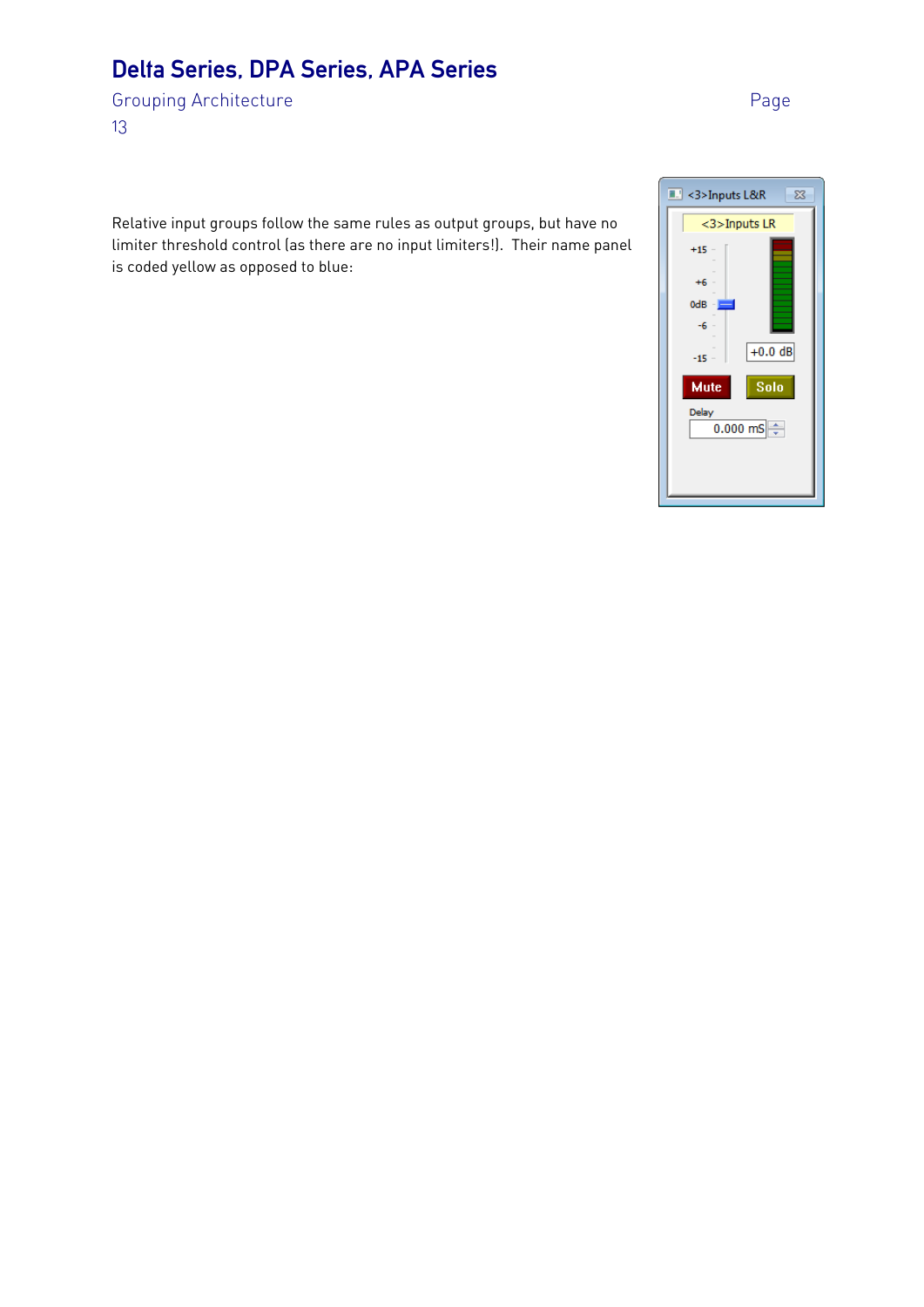Relative input groups follow the same rules as output groups, but have no limiter threshold control (as there are no input limiters!). Their name panel is coded yellow as opposed to blue: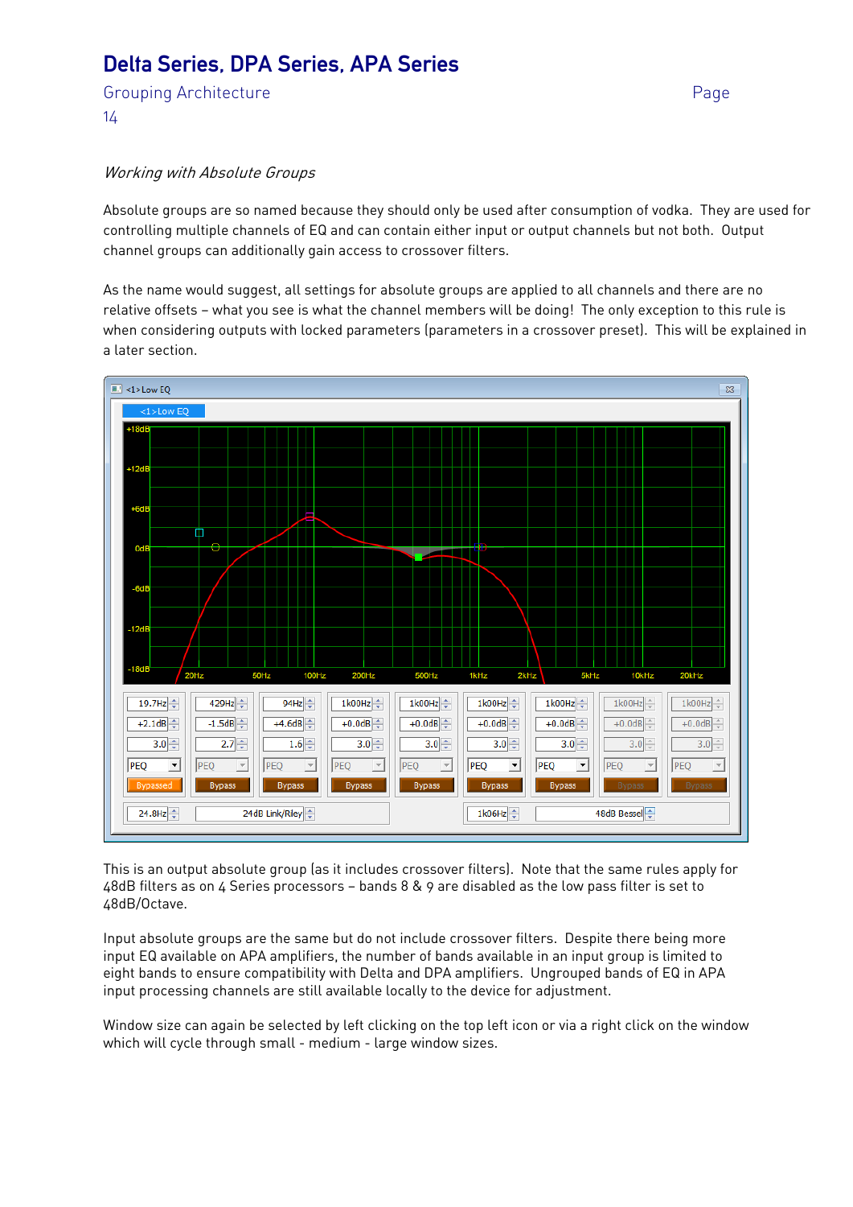### *Working with Absolute Groups*

Absolute groups are so named because they should only be used after consumption of vodka. They are used for controlling multiple channels of EQ and can contain either input or output channels but not both. Output channel groups can additionally gain access to crossover filters.

As the name would suggest, all settings for absolute groups are applied to all channels and there are no relative offsets – what you see is what the channel members will be doing! The only exception to this rule is when considering outputs with locked parameters (parameters in a crossover preset). This will be explained in a later section.

This is an output absolute group (as it includes crossover filters). Note that the same rules apply for 48dB filters as on 4 Series processors – bands 8 & 9 are disabled as the low pass filter is set to 48dB/Octave.

Input absolute groups are the same but do not include crossover filters. Despite there being more input EQ available on APA amplifiers, the number of bands available in an input group is limited to eight bands to ensure compatibility with Delta and DPA amplifiers. Ungrouped bands of EQ in APA input processing channels are still available locally to the device for adjustment.

Window size can again be selected by left clicking on the top left icon or via a right click on the window which will cycle through small - medium - large window sizes.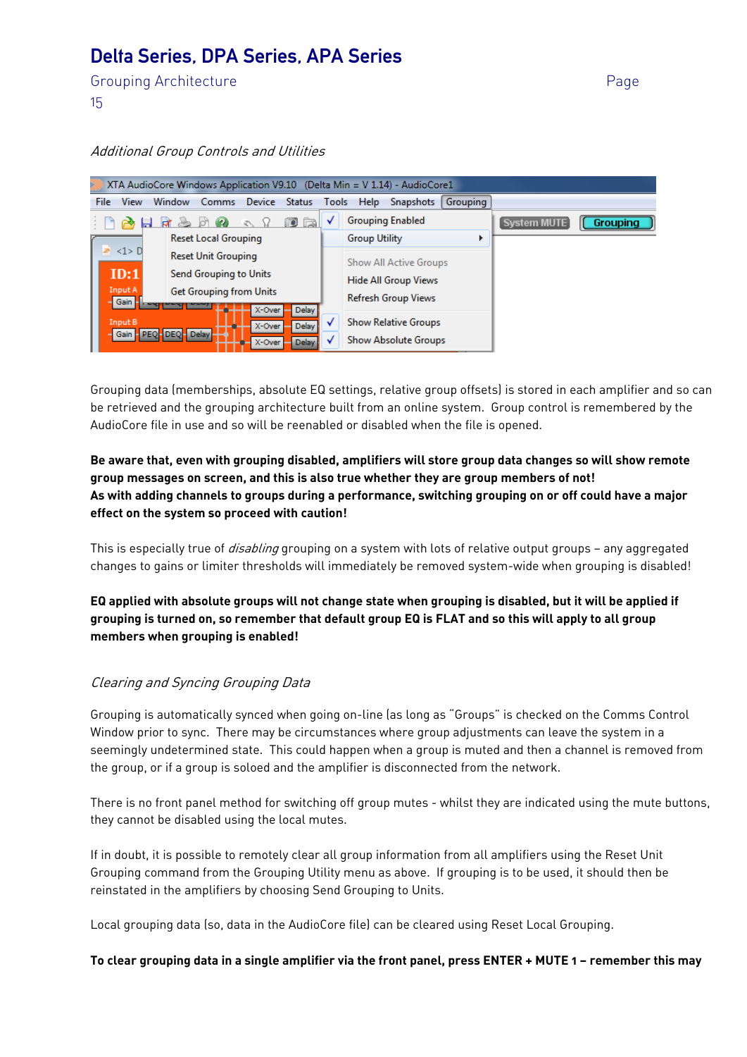## Additional Group Controls and Utilities

Grouping data (memberships, absolute EQ settings, relative group offsets) is stored in each amplifier and so can be retrieved and the grouping architecture built from an online system. Group control is remembered by the AudioCore file in use and so will be reenabled or disabled when the file is opened.

**Be aware that, even with grouping disabled, amplifiers will store group data changes so will show remote group messages on screen, and this is also true whether they are group members of not!**
**As with adding channels to groups during a performance, switching grouping on or off could have a major effect on the system so proceed with caution!**

This is especially true of *disabling* grouping on a system with lots of relative output groups – any aggregated changes to gains or limiter thresholds will immediately be removed system-wide when grouping is disabled!

**EQ applied with absolute groups will not change state when grouping is disabled, but it will be applied if grouping is turned on, so remember that default group EQ is FLAT and so this will apply to all group members when grouping is enabled!**

## Clearing and Syncing Grouping Data

Grouping is automatically synced when going on-line (as long as "Groups" is checked on the Comms Control Window prior to sync. There may be circumstances where group adjustments can leave the system in a seemingly undetermined state. This could happen when a group is muted and then a channel is removed from the group, or if a group is soloed and the amplifier is disconnected from the network.

There is no front panel method for switching off group mutes - whilst they are indicated using the mute buttons, they cannot be disabled using the local mutes.

If in doubt, it is possible to remotely clear all group information from all amplifiers using the Reset Unit Grouping command from the Grouping Utility menu as above. If grouping is to be used, it should then be reinstated in the amplifiers by choosing Send Grouping to Units.

Local grouping data (so, data in the AudioCore file) can be cleared using Reset Local Grouping.

**To clear grouping data in a single amplifier via the front panel, press ENTER + MUTE 1 – remember this may**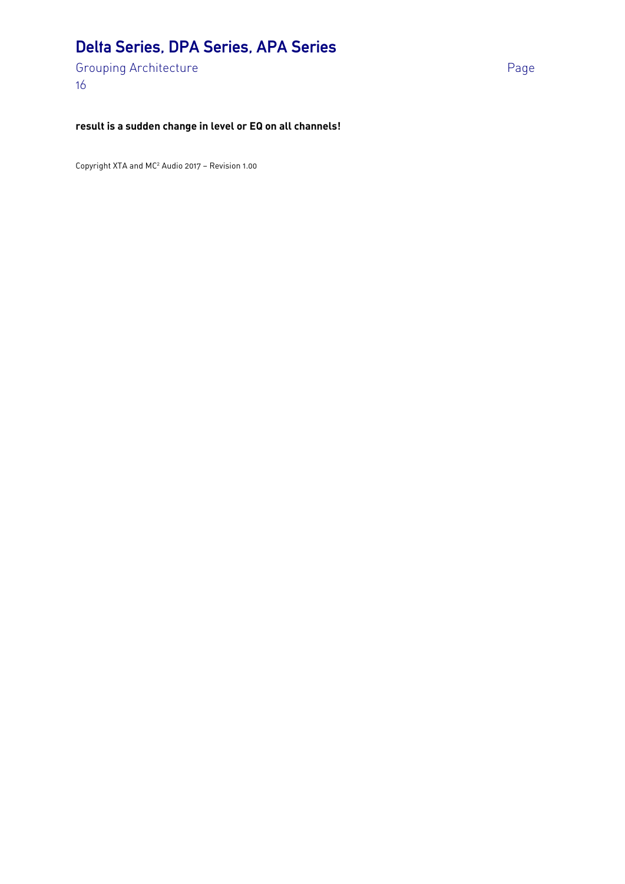**result is a sudden change in level or EQ on all channels!**

Copyright XTA and MC² Audio 2017 – Revision 1.00